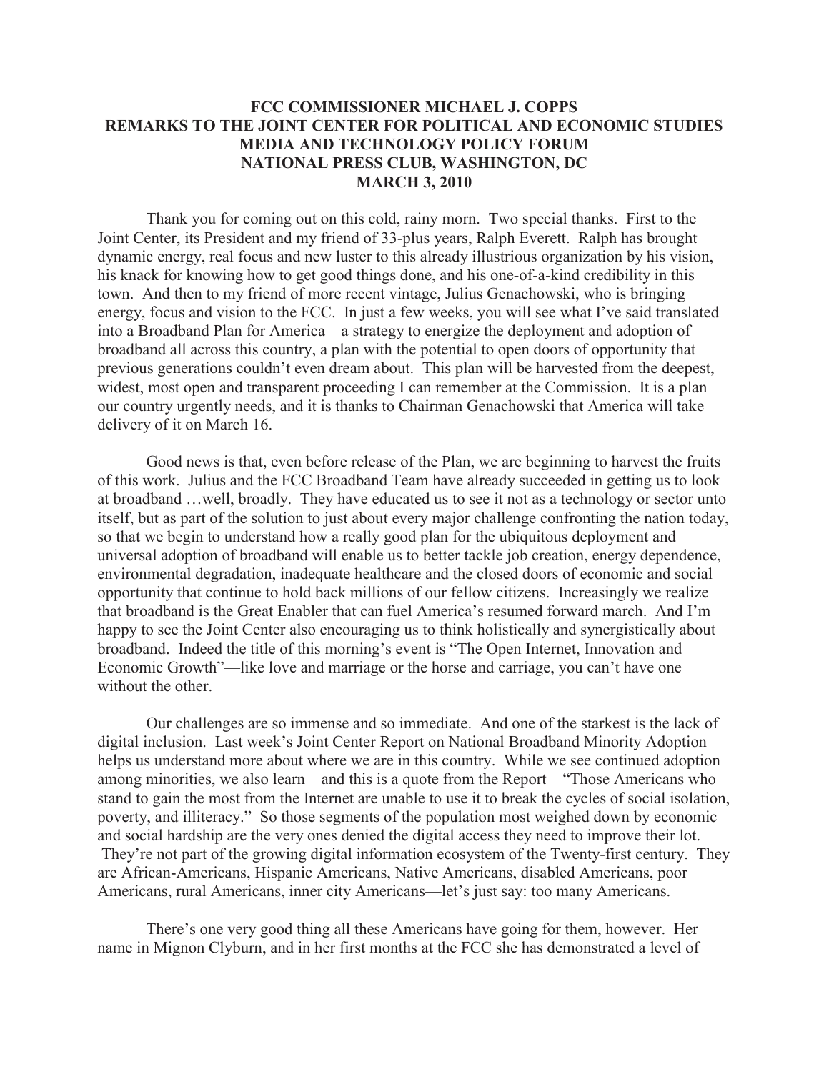# FCC COMMISSIONER MICHAEL J. COPPS
## REMARKS TO THE JOINT CENTER FOR POLITICAL AND ECONOMIC STUDIES
## MEDIA AND TECHNOLOGY POLICY FORUM
## NATIONAL PRESS CLUB, WASHINGTON, DC
## MARCH 3, 2010

Thank you for coming out on this cold, rainy morn. Two special thanks. First to the Joint Center, its President and my friend of 33-plus years, Ralph Everett. Ralph has brought dynamic energy, real focus and new luster to this already illustrious organization by his vision, his knack for knowing how to get good things done, and his one-of-a-kind credibility in this town. And then to my friend of more recent vintage, Julius Genachowski, who is bringing energy, focus and vision to the FCC. In just a few weeks, you will see what I've said translated into a Broadband Plan for America—a strategy to energize the deployment and adoption of broadband all across this country, a plan with the potential to open doors of opportunity that previous generations couldn't even dream about. This plan will be harvested from the deepest, widest, most open and transparent proceeding I can remember at the Commission. It is a plan our country urgently needs, and it is thanks to Chairman Genachowski that America will take delivery of it on March 16.

Good news is that, even before release of the Plan, we are beginning to harvest the fruits of this work. Julius and the FCC Broadband Team have already succeeded in getting us to look at broadband …well, broadly. They have educated us to see it not as a technology or sector unto itself, but as part of the solution to just about every major challenge confronting the nation today, so that we begin to understand how a really good plan for the ubiquitous deployment and universal adoption of broadband will enable us to better tackle job creation, energy dependence, environmental degradation, inadequate healthcare and the closed doors of economic and social opportunity that continue to hold back millions of our fellow citizens. Increasingly we realize that broadband is the Great Enabler that can fuel America's resumed forward march. And I'm happy to see the Joint Center also encouraging us to think holistically and synergistically about broadband. Indeed the title of this morning's event is "The Open Internet, Innovation and Economic Growth"—like love and marriage or the horse and carriage, you can't have one without the other.

Our challenges are so immense and so immediate. And one of the starkest is the lack of digital inclusion. Last week's Joint Center Report on National Broadband Minority Adoption helps us understand more about where we are in this country. While we see continued adoption among minorities, we also learn—and this is a quote from the Report—"Those Americans who stand to gain the most from the Internet are unable to use it to break the cycles of social isolation, poverty, and illiteracy." So those segments of the population most weighed down by economic and social hardship are the very ones denied the digital access they need to improve their lot. They're not part of the growing digital information ecosystem of the Twenty-first century. They are African-Americans, Hispanic Americans, Native Americans, disabled Americans, poor Americans, rural Americans, inner city Americans—let's just say: too many Americans.

There's one very good thing all these Americans have going for them, however. Her name in Mignon Clyburn, and in her first months at the FCC she has demonstrated a level of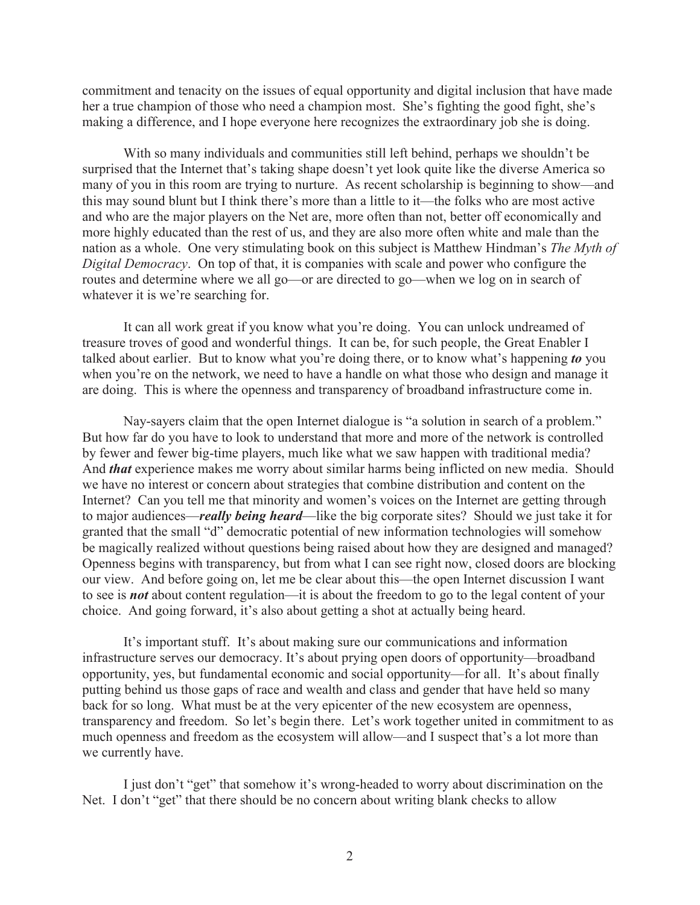commitment and tenacity on the issues of equal opportunity and digital inclusion that have made her a true champion of those who need a champion most. She's fighting the good fight, she's making a difference, and I hope everyone here recognizes the extraordinary job she is doing.

With so many individuals and communities still left behind, perhaps we shouldn't be surprised that the Internet that's taking shape doesn't yet look quite like the diverse America so many of you in this room are trying to nurture. As recent scholarship is beginning to show—and this may sound blunt but I think there's more than a little to it—the folks who are most active and who are the major players on the Net are, more often than not, better off economically and more highly educated than the rest of us, and they are also more often white and male than the nation as a whole. One very stimulating book on this subject is Matthew Hindman's *The Myth of Digital Democracy*. On top of that, it is companies with scale and power who configure the routes and determine where we all go—or are directed to go—when we log on in search of whatever it is we're searching for.

It can all work great if you know what you're doing. You can unlock undreamed of treasure troves of good and wonderful things. It can be, for such people, the Great Enabler I talked about earlier. But to know what you're doing there, or to know what's happening ***to*** you when you're on the network, we need to have a handle on what those who design and manage it are doing. This is where the openness and transparency of broadband infrastructure come in.

Nay-sayers claim that the open Internet dialogue is "a solution in search of a problem." But how far do you have to look to understand that more and more of the network is controlled by fewer and fewer big-time players, much like what we saw happen with traditional media? And ***that*** experience makes me worry about similar harms being inflicted on new media. Should we have no interest or concern about strategies that combine distribution and content on the Internet? Can you tell me that minority and women's voices on the Internet are getting through to major audiences—***really being heard***—like the big corporate sites? Should we just take it for granted that the small "d" democratic potential of new information technologies will somehow be magically realized without questions being raised about how they are designed and managed? Openness begins with transparency, but from what I can see right now, closed doors are blocking our view. And before going on, let me be clear about this—the open Internet discussion I want to see is ***not*** about content regulation—it is about the freedom to go to the legal content of your choice. And going forward, it's also about getting a shot at actually being heard.

It's important stuff. It's about making sure our communications and information infrastructure serves our democracy. It's about prying open doors of opportunity—broadband opportunity, yes, but fundamental economic and social opportunity—for all. It's about finally putting behind us those gaps of race and wealth and class and gender that have held so many back for so long. What must be at the very epicenter of the new ecosystem are openness, transparency and freedom. So let's begin there. Let's work together united in commitment to as much openness and freedom as the ecosystem will allow—and I suspect that's a lot more than we currently have.

I just don't "get" that somehow it's wrong-headed to worry about discrimination on the Net. I don't "get" that there should be no concern about writing blank checks to allow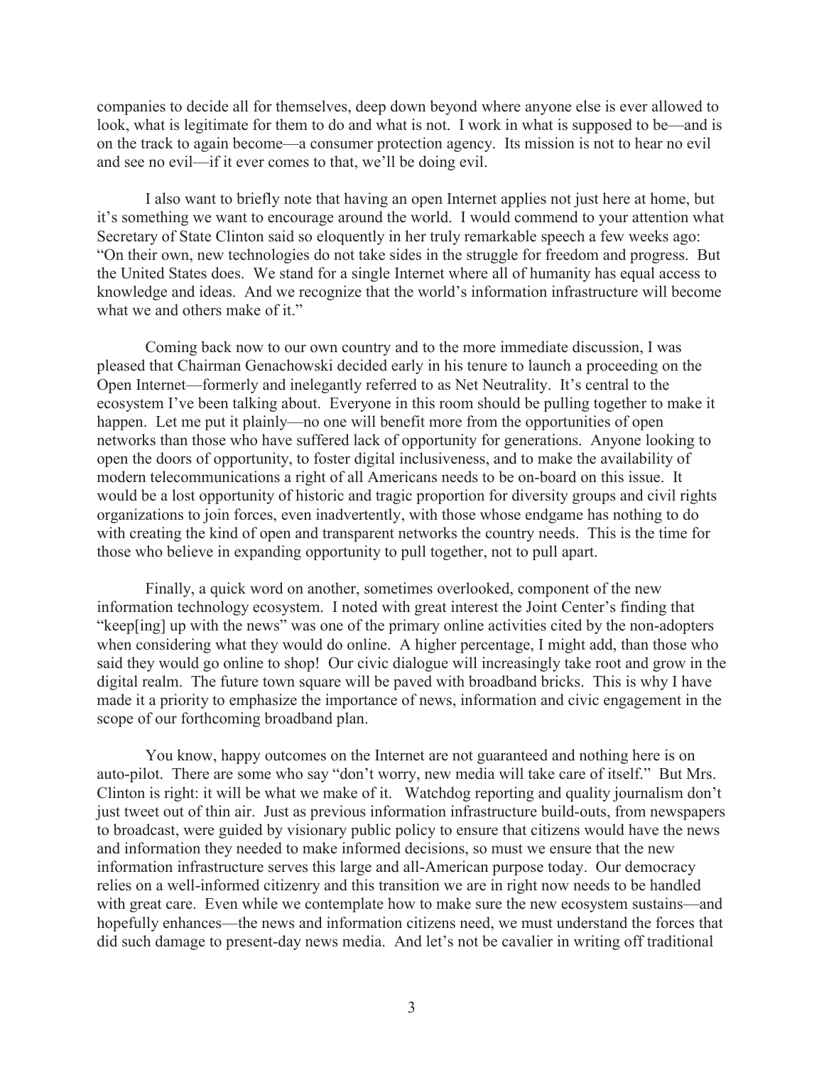companies to decide all for themselves, deep down beyond where anyone else is ever allowed to look, what is legitimate for them to do and what is not. I work in what is supposed to be—and is on the track to again become—a consumer protection agency. Its mission is not to hear no evil and see no evil—if it ever comes to that, we'll be doing evil.

I also want to briefly note that having an open Internet applies not just here at home, but it's something we want to encourage around the world. I would commend to your attention what Secretary of State Clinton said so eloquently in her truly remarkable speech a few weeks ago: "On their own, new technologies do not take sides in the struggle for freedom and progress. But the United States does. We stand for a single Internet where all of humanity has equal access to knowledge and ideas. And we recognize that the world's information infrastructure will become what we and others make of it."

Coming back now to our own country and to the more immediate discussion, I was pleased that Chairman Genachowski decided early in his tenure to launch a proceeding on the Open Internet—formerly and inelegantly referred to as Net Neutrality. It's central to the ecosystem I've been talking about. Everyone in this room should be pulling together to make it happen. Let me put it plainly—no one will benefit more from the opportunities of open networks than those who have suffered lack of opportunity for generations. Anyone looking to open the doors of opportunity, to foster digital inclusiveness, and to make the availability of modern telecommunications a right of all Americans needs to be on-board on this issue. It would be a lost opportunity of historic and tragic proportion for diversity groups and civil rights organizations to join forces, even inadvertently, with those whose endgame has nothing to do with creating the kind of open and transparent networks the country needs. This is the time for those who believe in expanding opportunity to pull together, not to pull apart.

Finally, a quick word on another, sometimes overlooked, component of the new information technology ecosystem. I noted with great interest the Joint Center's finding that "keep[ing] up with the news" was one of the primary online activities cited by the non-adopters when considering what they would do online. A higher percentage, I might add, than those who said they would go online to shop! Our civic dialogue will increasingly take root and grow in the digital realm. The future town square will be paved with broadband bricks. This is why I have made it a priority to emphasize the importance of news, information and civic engagement in the scope of our forthcoming broadband plan.

You know, happy outcomes on the Internet are not guaranteed and nothing here is on auto-pilot. There are some who say "don't worry, new media will take care of itself." But Mrs. Clinton is right: it will be what we make of it. Watchdog reporting and quality journalism don't just tweet out of thin air. Just as previous information infrastructure build-outs, from newspapers to broadcast, were guided by visionary public policy to ensure that citizens would have the news and information they needed to make informed decisions, so must we ensure that the new information infrastructure serves this large and all-American purpose today. Our democracy relies on a well-informed citizenry and this transition we are in right now needs to be handled with great care. Even while we contemplate how to make sure the new ecosystem sustains—and hopefully enhances—the news and information citizens need, we must understand the forces that did such damage to present-day news media. And let's not be cavalier in writing off traditional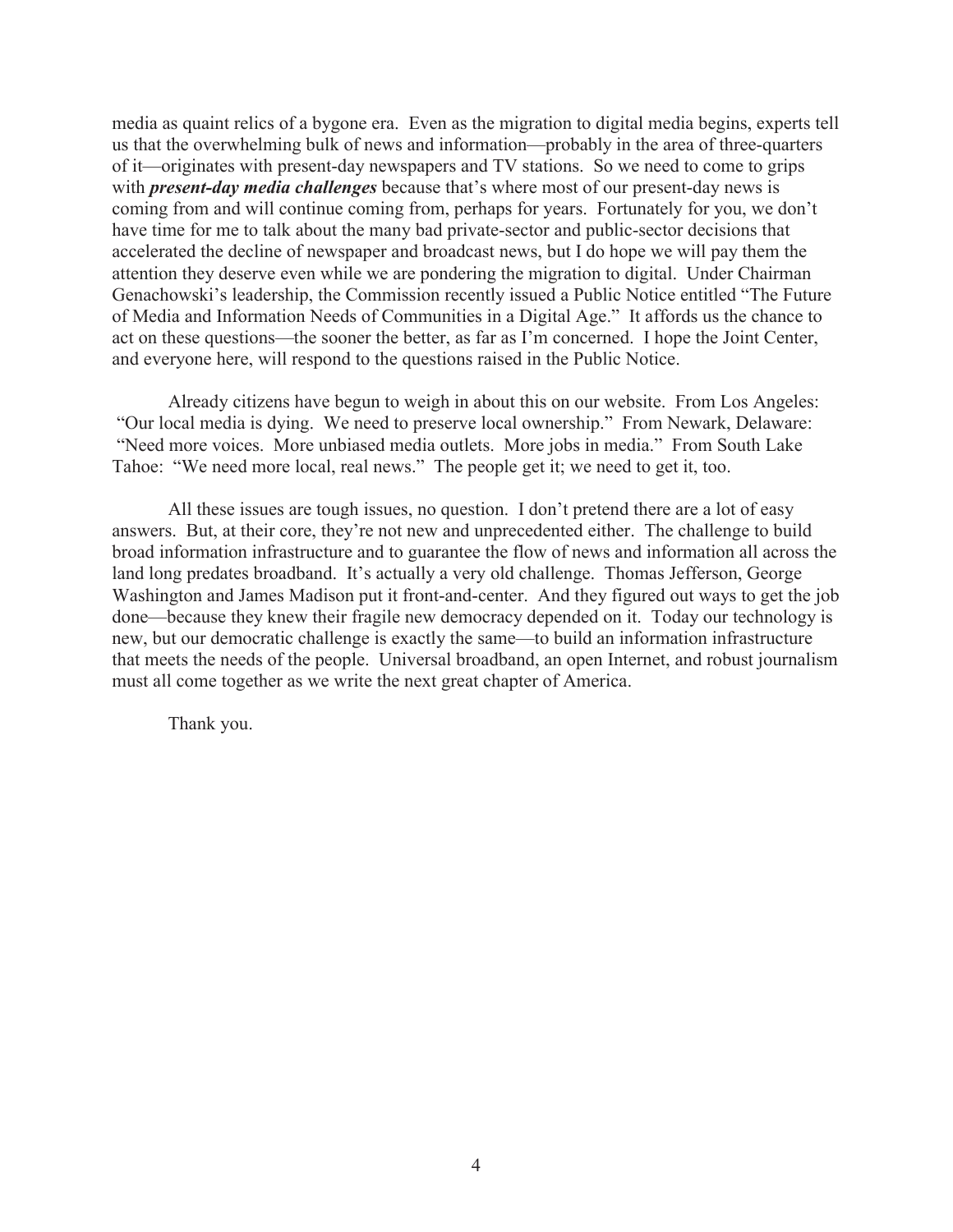media as quaint relics of a bygone era. Even as the migration to digital media begins, experts tell us that the overwhelming bulk of news and information—probably in the area of three-quarters of it—originates with present-day newspapers and TV stations. So we need to come to grips with ***present-day media challenges*** because that's where most of our present-day news is coming from and will continue coming from, perhaps for years. Fortunately for you, we don't have time for me to talk about the many bad private-sector and public-sector decisions that accelerated the decline of newspaper and broadcast news, but I do hope we will pay them the attention they deserve even while we are pondering the migration to digital. Under Chairman Genachowski's leadership, the Commission recently issued a Public Notice entitled "The Future of Media and Information Needs of Communities in a Digital Age." It affords us the chance to act on these questions—the sooner the better, as far as I'm concerned. I hope the Joint Center, and everyone here, will respond to the questions raised in the Public Notice.

Already citizens have begun to weigh in about this on our website. From Los Angeles: "Our local media is dying. We need to preserve local ownership." From Newark, Delaware: "Need more voices. More unbiased media outlets. More jobs in media." From South Lake Tahoe: "We need more local, real news." The people get it; we need to get it, too.

All these issues are tough issues, no question. I don't pretend there are a lot of easy answers. But, at their core, they're not new and unprecedented either. The challenge to build broad information infrastructure and to guarantee the flow of news and information all across the land long predates broadband. It's actually a very old challenge. Thomas Jefferson, George Washington and James Madison put it front-and-center. And they figured out ways to get the job done—because they knew their fragile new democracy depended on it. Today our technology is new, but our democratic challenge is exactly the same—to build an information infrastructure that meets the needs of the people. Universal broadband, an open Internet, and robust journalism must all come together as we write the next great chapter of America.

Thank you.